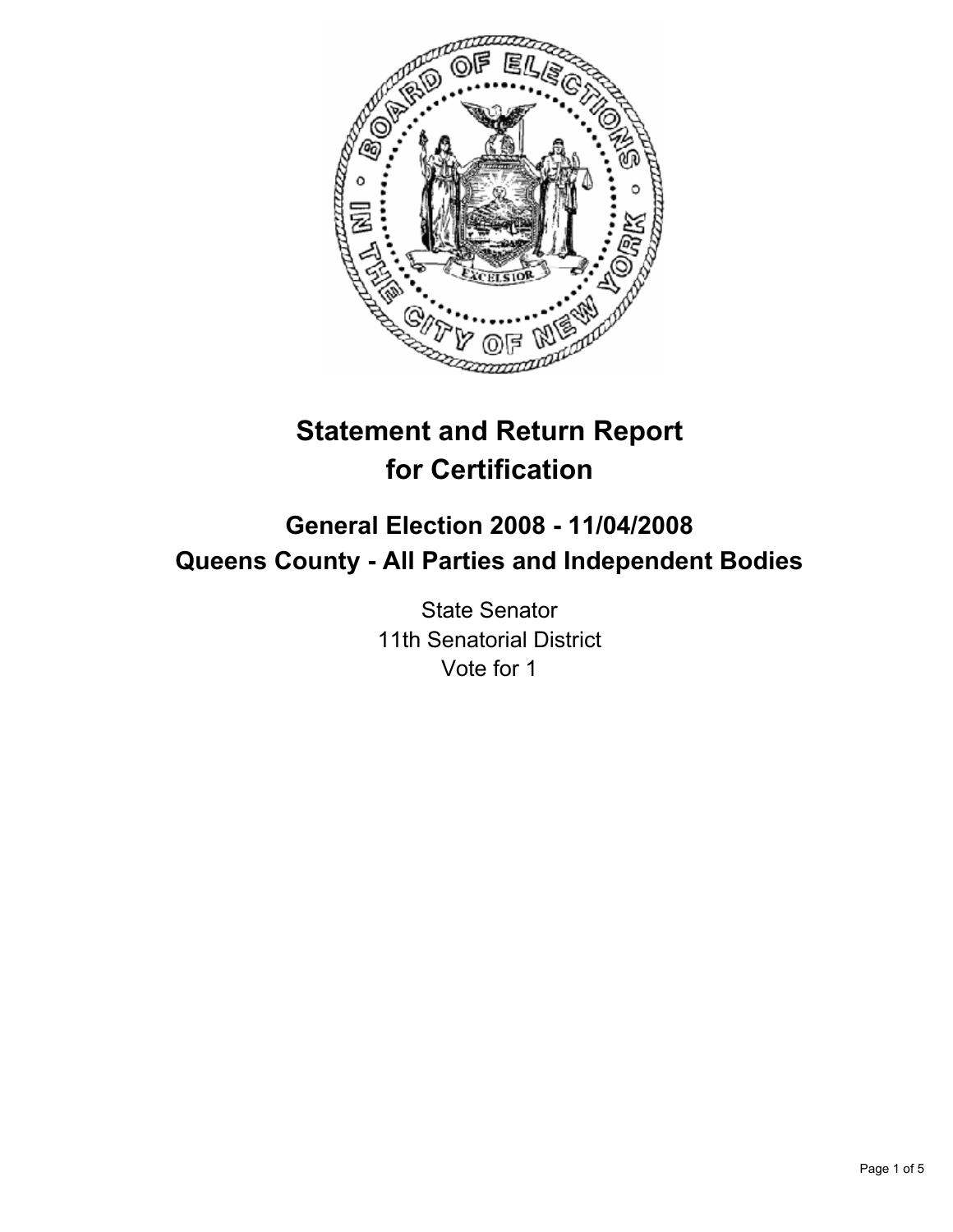# Statement and Return Report for Certification

## General Election 2008 - 11/04/2008
## Queens County - All Parties and Independent Bodies

State Senator
11th Senatorial District
Vote for 1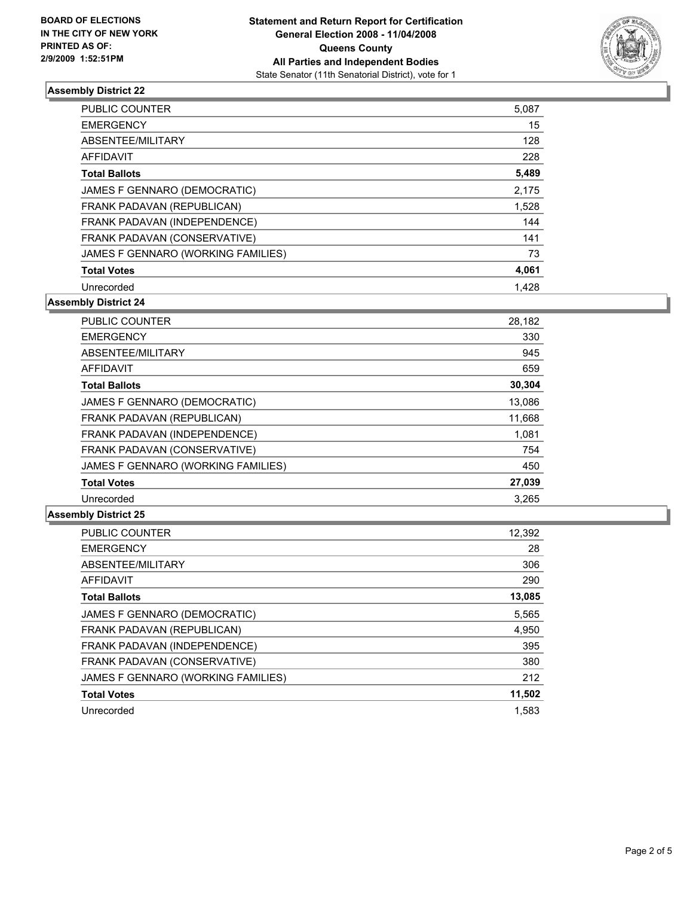**BOARD OF ELECTIONS IN THE CITY OF NEW YORK PRINTED AS OF: 2/9/2009 1:52:51PM**

**Statement and Return Report for Certification General Election 2008 - 11/04/2008 Queens County All Parties and Independent Bodies**

State Senator (11th Senatorial District), vote for 1

### Assembly District 22

| | |
|---|---|
| PUBLIC COUNTER | 5,087 |
| EMERGENCY | 15 |
| ABSENTEE/MILITARY | 128 |
| AFFIDAVIT | 228 |
| **Total Ballots** | **5,489** |
| JAMES F GENNARO (DEMOCRATIC) | 2,175 |
| FRANK PADAVAN (REPUBLICAN) | 1,528 |
| FRANK PADAVAN (INDEPENDENCE) | 144 |
| FRANK PADAVAN (CONSERVATIVE) | 141 |
| JAMES F GENNARO (WORKING FAMILIES) | 73 |
| **Total Votes** | **4,061** |
| Unrecorded | 1,428 |

### Assembly District 24

| | |
|---|---|
| PUBLIC COUNTER | 28,182 |
| EMERGENCY | 330 |
| ABSENTEE/MILITARY | 945 |
| AFFIDAVIT | 659 |
| **Total Ballots** | **30,304** |
| JAMES F GENNARO (DEMOCRATIC) | 13,086 |
| FRANK PADAVAN (REPUBLICAN) | 11,668 |
| FRANK PADAVAN (INDEPENDENCE) | 1,081 |
| FRANK PADAVAN (CONSERVATIVE) | 754 |
| JAMES F GENNARO (WORKING FAMILIES) | 450 |
| **Total Votes** | **27,039** |
| Unrecorded | 3,265 |

### Assembly District 25

| | |
|---|---|
| PUBLIC COUNTER | 12,392 |
| EMERGENCY | 28 |
| ABSENTEE/MILITARY | 306 |
| AFFIDAVIT | 290 |
| **Total Ballots** | **13,085** |
| JAMES F GENNARO (DEMOCRATIC) | 5,565 |
| FRANK PADAVAN (REPUBLICAN) | 4,950 |
| FRANK PADAVAN (INDEPENDENCE) | 395 |
| FRANK PADAVAN (CONSERVATIVE) | 380 |
| JAMES F GENNARO (WORKING FAMILIES) | 212 |
| **Total Votes** | **11,502** |
| Unrecorded | 1,583 |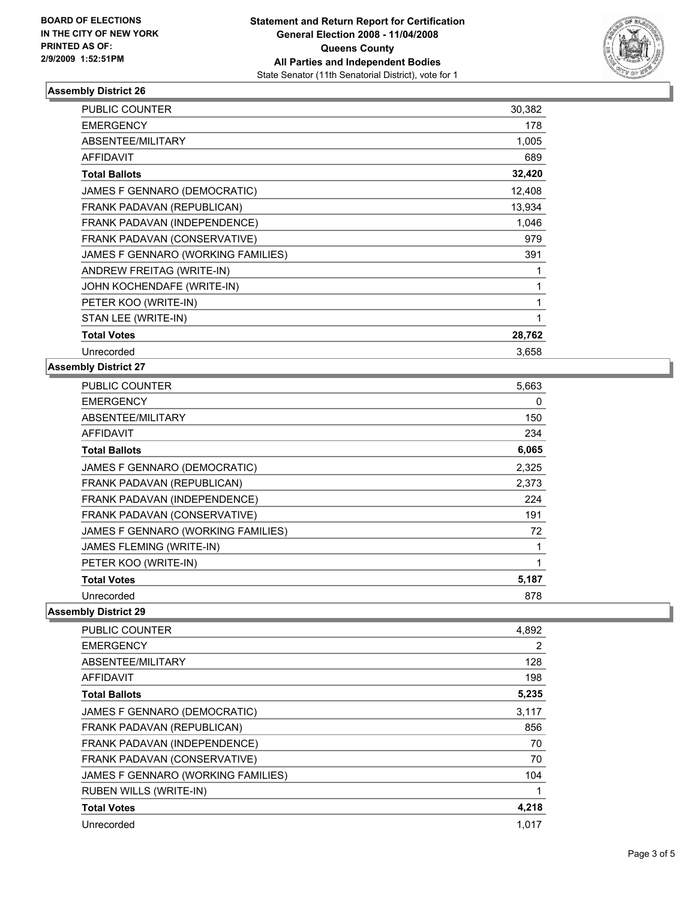BOARD OF ELECTIONS
IN THE CITY OF NEW YORK
PRINTED AS OF:
2/9/2009 1:52:51PM

**Statement and Return Report for Certification**
**General Election 2008 - 11/04/2008**
**Queens County**
**All Parties and Independent Bodies**
State Senator (11th Senatorial District), vote for 1

### Assembly District 26

| | |
|---|---|
| PUBLIC COUNTER | 30,382 |
| EMERGENCY | 178 |
| ABSENTEE/MILITARY | 1,005 |
| AFFIDAVIT | 689 |
| **Total Ballots** | **32,420** |
| JAMES F GENNARO (DEMOCRATIC) | 12,408 |
| FRANK PADAVAN (REPUBLICAN) | 13,934 |
| FRANK PADAVAN (INDEPENDENCE) | 1,046 |
| FRANK PADAVAN (CONSERVATIVE) | 979 |
| JAMES F GENNARO (WORKING FAMILIES) | 391 |
| ANDREW FREITAG (WRITE-IN) | 1 |
| JOHN KOCHENDAFE (WRITE-IN) | 1 |
| PETER KOO (WRITE-IN) | 1 |
| STAN LEE (WRITE-IN) | 1 |
| **Total Votes** | **28,762** |
| Unrecorded | 3,658 |

### Assembly District 27

| | |
|---|---|
| PUBLIC COUNTER | 5,663 |
| EMERGENCY | 0 |
| ABSENTEE/MILITARY | 150 |
| AFFIDAVIT | 234 |
| **Total Ballots** | **6,065** |
| JAMES F GENNARO (DEMOCRATIC) | 2,325 |
| FRANK PADAVAN (REPUBLICAN) | 2,373 |
| FRANK PADAVAN (INDEPENDENCE) | 224 |
| FRANK PADAVAN (CONSERVATIVE) | 191 |
| JAMES F GENNARO (WORKING FAMILIES) | 72 |
| JAMES FLEMING (WRITE-IN) | 1 |
| PETER KOO (WRITE-IN) | 1 |
| **Total Votes** | **5,187** |
| Unrecorded | 878 |

### Assembly District 29

| | |
|---|---|
| PUBLIC COUNTER | 4,892 |
| EMERGENCY | 2 |
| ABSENTEE/MILITARY | 128 |
| AFFIDAVIT | 198 |
| **Total Ballots** | **5,235** |
| JAMES F GENNARO (DEMOCRATIC) | 3,117 |
| FRANK PADAVAN (REPUBLICAN) | 856 |
| FRANK PADAVAN (INDEPENDENCE) | 70 |
| FRANK PADAVAN (CONSERVATIVE) | 70 |
| JAMES F GENNARO (WORKING FAMILIES) | 104 |
| RUBEN WILLS (WRITE-IN) | 1 |
| **Total Votes** | **4,218** |
| Unrecorded | 1,017 |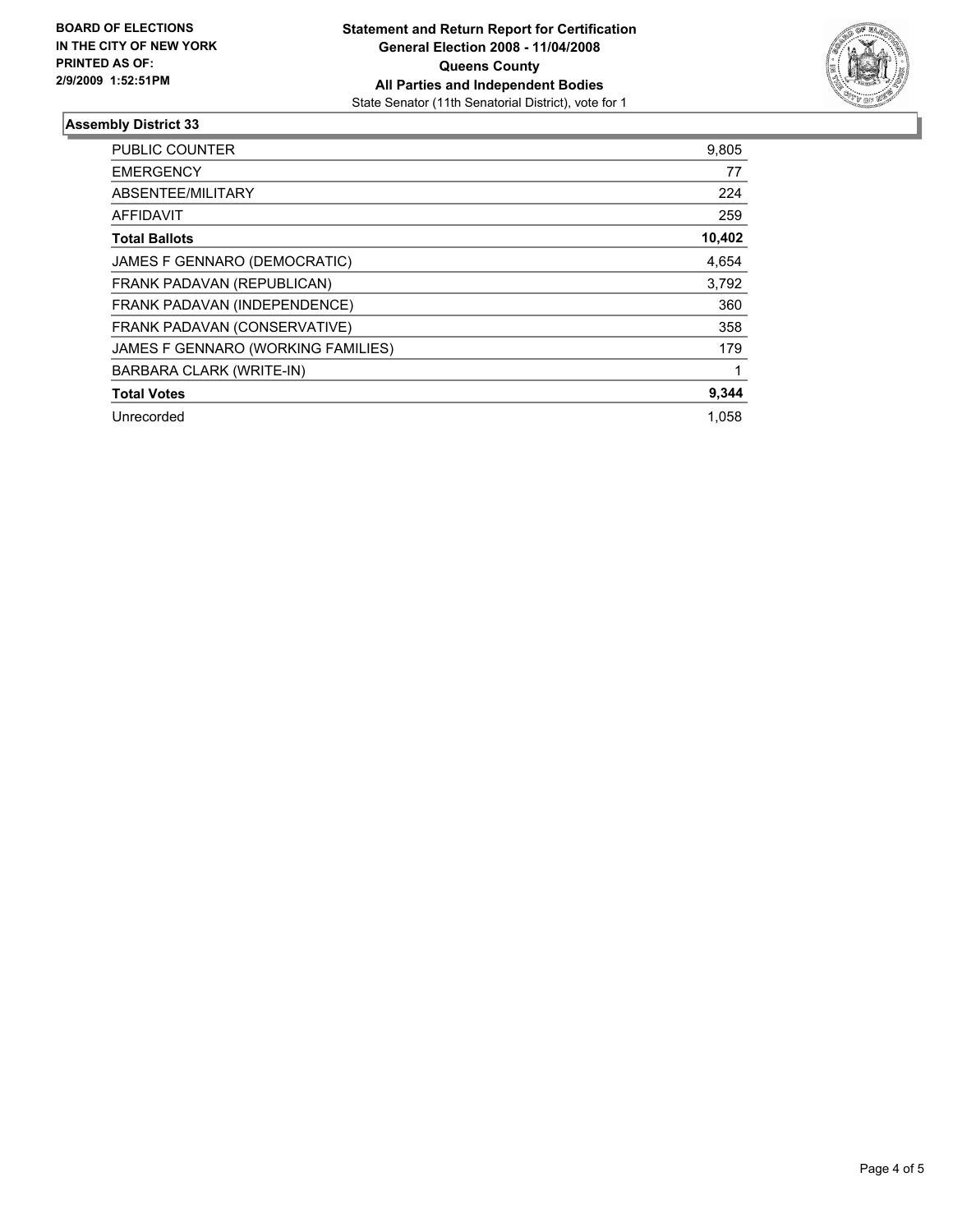**BOARD OF ELECTIONS IN THE CITY OF NEW YORK PRINTED AS OF: 2/9/2009 1:52:51PM**

**Statement and Return Report for Certification**
**General Election 2008 - 11/04/2008**
**Queens County**
**All Parties and Independent Bodies**
State Senator (11th Senatorial District), vote for 1

## Assembly District 33

| | |
|---|---|
| PUBLIC COUNTER | 9,805 |
| EMERGENCY | 77 |
| ABSENTEE/MILITARY | 224 |
| AFFIDAVIT | 259 |
| **Total Ballots** | **10,402** |
| JAMES F GENNARO (DEMOCRATIC) | 4,654 |
| FRANK PADAVAN (REPUBLICAN) | 3,792 |
| FRANK PADAVAN (INDEPENDENCE) | 360 |
| FRANK PADAVAN (CONSERVATIVE) | 358 |
| JAMES F GENNARO (WORKING FAMILIES) | 179 |
| BARBARA CLARK (WRITE-IN) | 1 |
| **Total Votes** | **9,344** |
| Unrecorded | 1,058 |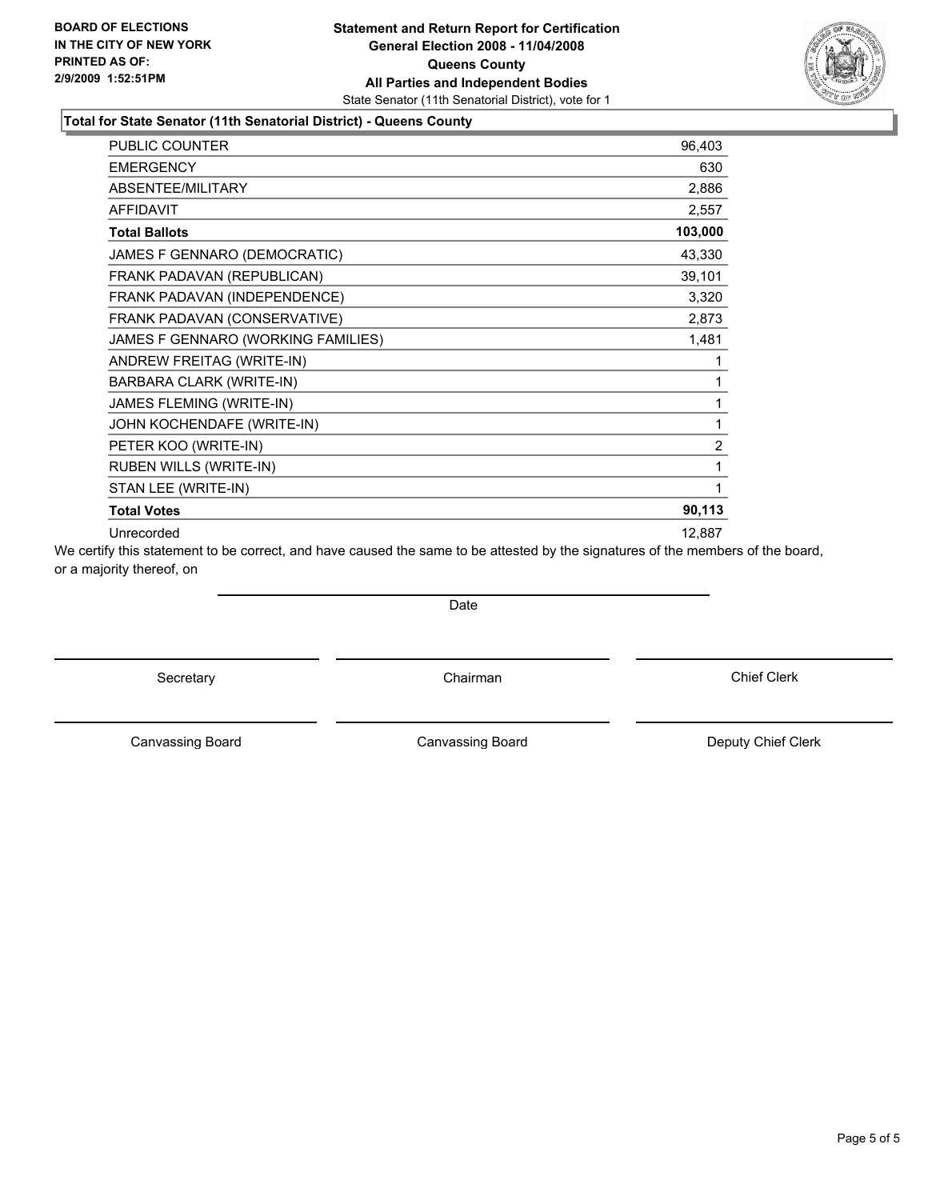**BOARD OF ELECTIONS IN THE CITY OF NEW YORK**
**PRINTED AS OF:**
**2/9/2009 1:52:51PM**

**Statement and Return Report for Certification**
**General Election 2008 - 11/04/2008**
**Queens County**
**All Parties and Independent Bodies**
State Senator (11th Senatorial District), vote for 1

**Total for State Senator (11th Senatorial District) - Queens County**

| | |
|---|---|
| PUBLIC COUNTER | 96,403 |
| EMERGENCY | 630 |
| ABSENTEE/MILITARY | 2,886 |
| AFFIDAVIT | 2,557 |
| **Total Ballots** | **103,000** |
| JAMES F GENNARO (DEMOCRATIC) | 43,330 |
| FRANK PADAVAN (REPUBLICAN) | 39,101 |
| FRANK PADAVAN (INDEPENDENCE) | 3,320 |
| FRANK PADAVAN (CONSERVATIVE) | 2,873 |
| JAMES F GENNARO (WORKING FAMILIES) | 1,481 |
| ANDREW FREITAG (WRITE-IN) | 1 |
| BARBARA CLARK (WRITE-IN) | 1 |
| JAMES FLEMING (WRITE-IN) | 1 |
| JOHN KOCHENDAFE (WRITE-IN) | 1 |
| PETER KOO (WRITE-IN) | 2 |
| RUBEN WILLS (WRITE-IN) | 1 |
| STAN LEE (WRITE-IN) | 1 |
| **Total Votes** | **90,113** |
| Unrecorded | 12,887 |

We certify this statement to be correct, and have caused the same to be attested by the signatures of the members of the board, or a majority thereof, on

Date

Secretary

Chairman

Chief Clerk

Canvassing Board

Canvassing Board

Deputy Chief Clerk